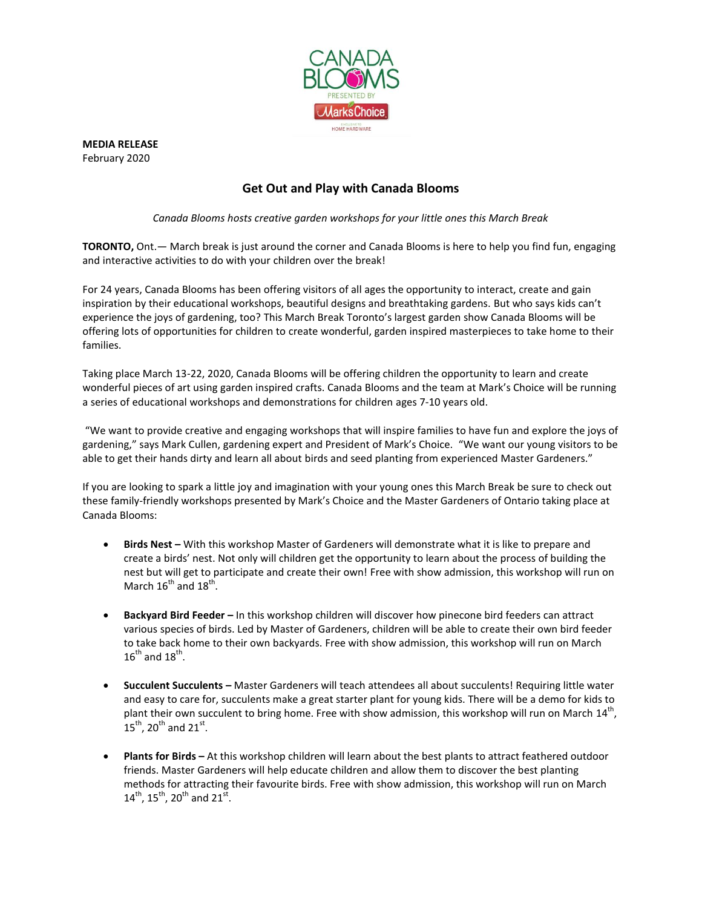**MEDIA RELEASE**
February 2020

## Get Out and Play with Canada Blooms

*Canada Blooms hosts creative garden workshops for your little ones this March Break*

**TORONTO,** Ont.— March break is just around the corner and Canada Blooms is here to help you find fun, engaging and interactive activities to do with your children over the break!

For 24 years, Canada Blooms has been offering visitors of all ages the opportunity to interact, create and gain inspiration by their educational workshops, beautiful designs and breathtaking gardens. But who says kids can't experience the joys of gardening, too? This March Break Toronto's largest garden show Canada Blooms will be offering lots of opportunities for children to create wonderful, garden inspired masterpieces to take home to their families.

Taking place March 13-22, 2020, Canada Blooms will be offering children the opportunity to learn and create wonderful pieces of art using garden inspired crafts. Canada Blooms and the team at Mark's Choice will be running a series of educational workshops and demonstrations for children ages 7-10 years old.

"We want to provide creative and engaging workshops that will inspire families to have fun and explore the joys of gardening," says Mark Cullen, gardening expert and President of Mark's Choice. "We want our young visitors to be able to get their hands dirty and learn all about birds and seed planting from experienced Master Gardeners."

If you are looking to spark a little joy and imagination with your young ones this March Break be sure to check out these family-friendly workshops presented by Mark's Choice and the Master Gardeners of Ontario taking place at Canada Blooms:

- **Birds Nest –** With this workshop Master of Gardeners will demonstrate what it is like to prepare and create a birds' nest. Not only will children get the opportunity to learn about the process of building the nest but will get to participate and create their own! Free with show admission, this workshop will run on March 16th and 18th.

- **Backyard Bird Feeder –** In this workshop children will discover how pinecone bird feeders can attract various species of birds. Led by Master of Gardeners, children will be able to create their own bird feeder to take back home to their own backyards. Free with show admission, this workshop will run on March 16th and 18th.

- **Succulent Succulents –** Master Gardeners will teach attendees all about succulents! Requiring little water and easy to care for, succulents make a great starter plant for young kids. There will be a demo for kids to plant their own succulent to bring home. Free with show admission, this workshop will run on March 14th, 15th, 20th and 21st.

- **Plants for Birds –** At this workshop children will learn about the best plants to attract feathered outdoor friends. Master Gardeners will help educate children and allow them to discover the best planting methods for attracting their favourite birds. Free with show admission, this workshop will run on March 14th, 15th, 20th and 21st.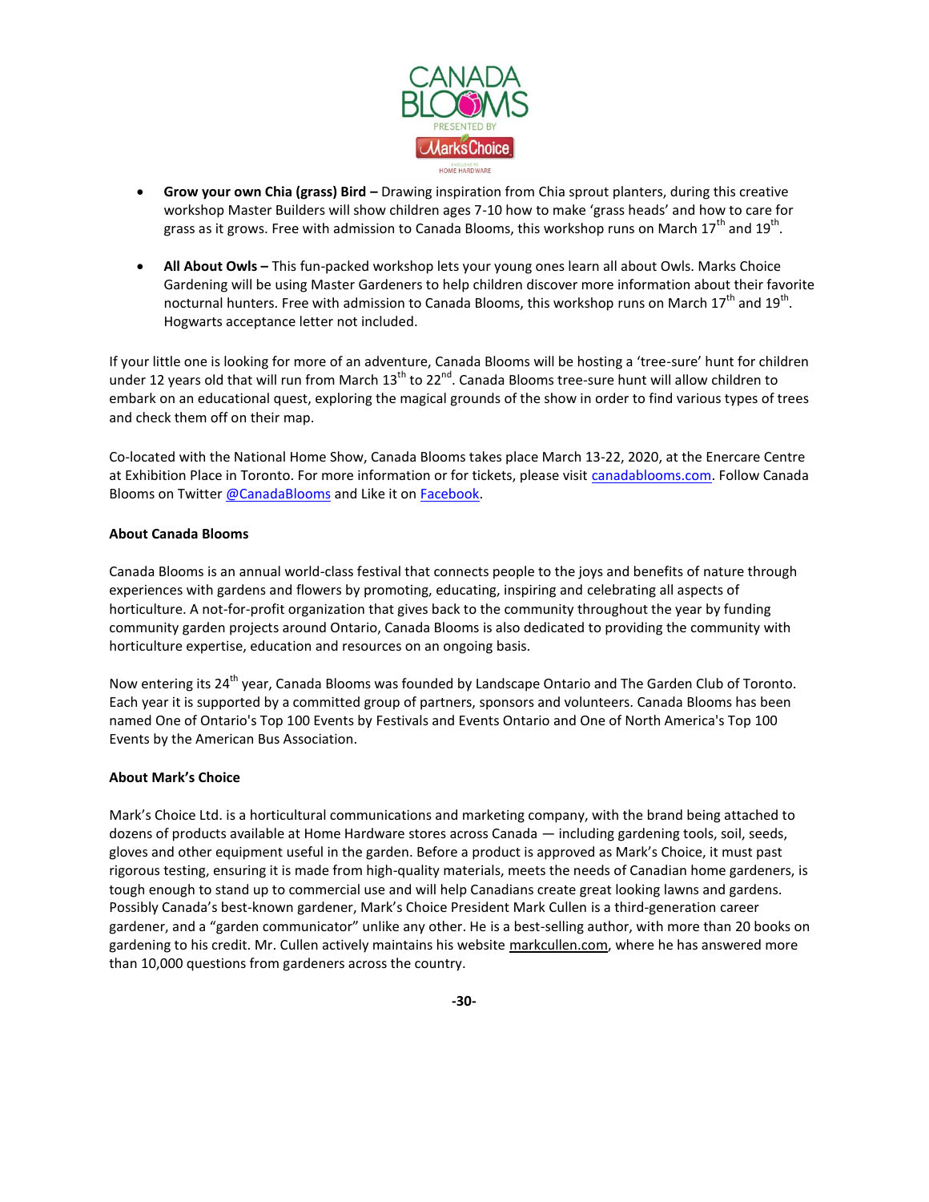- **Grow your own Chia (grass) Bird –** Drawing inspiration from Chia sprout planters, during this creative workshop Master Builders will show children ages 7-10 how to make 'grass heads' and how to care for grass as it grows. Free with admission to Canada Blooms, this workshop runs on March 17th and 19th.

- **All About Owls –** This fun-packed workshop lets your young ones learn all about Owls. Marks Choice Gardening will be using Master Gardeners to help children discover more information about their favorite nocturnal hunters. Free with admission to Canada Blooms, this workshop runs on March 17th and 19th. Hogwarts acceptance letter not included.

If your little one is looking for more of an adventure, Canada Blooms will be hosting a 'tree-sure' hunt for children under 12 years old that will run from March 13th to 22nd. Canada Blooms tree-sure hunt will allow children to embark on an educational quest, exploring the magical grounds of the show in order to find various types of trees and check them off on their map.

Co-located with the National Home Show, Canada Blooms takes place March 13-22, 2020, at the Enercare Centre at Exhibition Place in Toronto. For more information or for tickets, please visit canadablooms.com. Follow Canada Blooms on Twitter @CanadaBlooms and Like it on Facebook.

**About Canada Blooms**

Canada Blooms is an annual world-class festival that connects people to the joys and benefits of nature through experiences with gardens and flowers by promoting, educating, inspiring and celebrating all aspects of horticulture. A not-for-profit organization that gives back to the community throughout the year by funding community garden projects around Ontario, Canada Blooms is also dedicated to providing the community with horticulture expertise, education and resources on an ongoing basis.

Now entering its 24th year, Canada Blooms was founded by Landscape Ontario and The Garden Club of Toronto. Each year it is supported by a committed group of partners, sponsors and volunteers. Canada Blooms has been named One of Ontario's Top 100 Events by Festivals and Events Ontario and One of North America's Top 100 Events by the American Bus Association.

**About Mark's Choice**

Mark's Choice Ltd. is a horticultural communications and marketing company, with the brand being attached to dozens of products available at Home Hardware stores across Canada — including gardening tools, soil, seeds, gloves and other equipment useful in the garden. Before a product is approved as Mark's Choice, it must past rigorous testing, ensuring it is made from high-quality materials, meets the needs of Canadian home gardeners, is tough enough to stand up to commercial use and will help Canadians create great looking lawns and gardens. Possibly Canada's best-known gardener, Mark's Choice President Mark Cullen is a third-generation career gardener, and a "garden communicator" unlike any other. He is a best-selling author, with more than 20 books on gardening to his credit. Mr. Cullen actively maintains his website markcullen.com, where he has answered more than 10,000 questions from gardeners across the country.

**-30-**